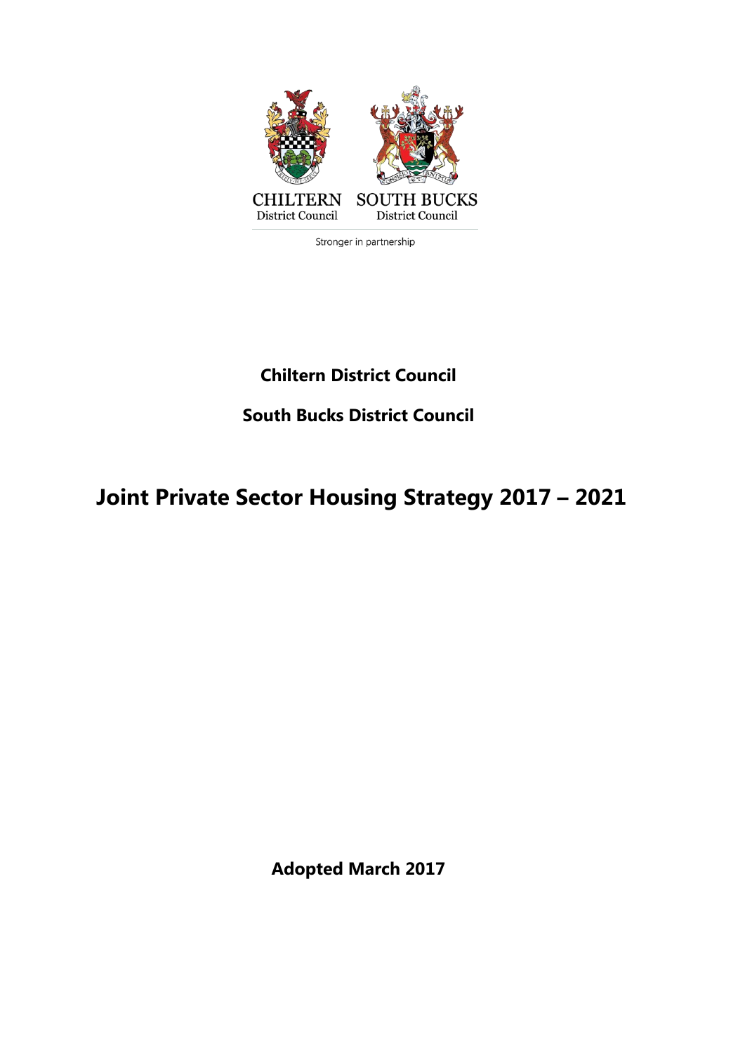CHILTERN District Council

SOUTH BUCKS District Council

Stronger in partnership

**Chiltern District Council**

**South Bucks District Council**

# Joint Private Sector Housing Strategy 2017 – 2021

**Adopted March 2017**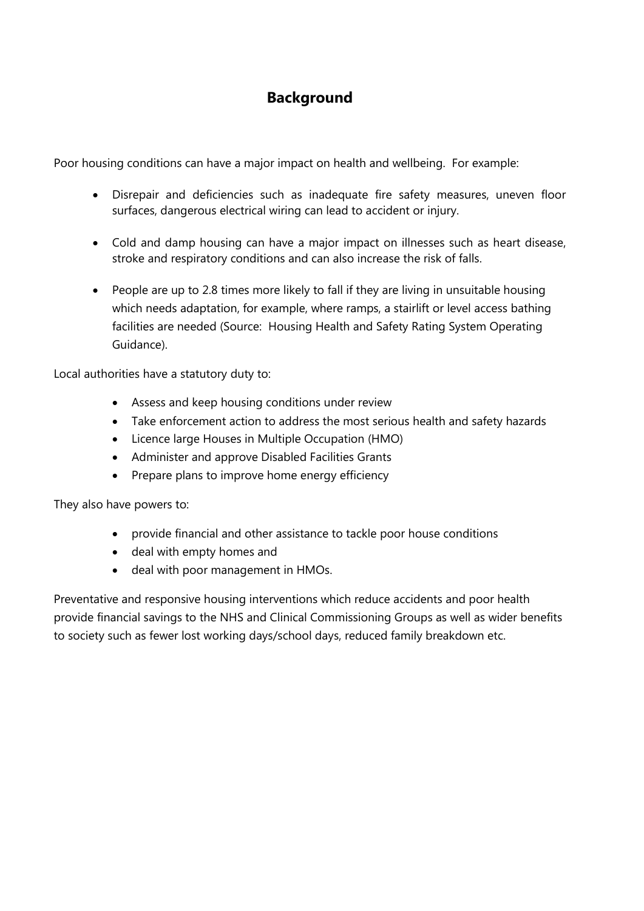# Background

Poor housing conditions can have a major impact on health and wellbeing. For example:

- Disrepair and deficiencies such as inadequate fire safety measures, uneven floor surfaces, dangerous electrical wiring can lead to accident or injury.
- Cold and damp housing can have a major impact on illnesses such as heart disease, stroke and respiratory conditions and can also increase the risk of falls.
- People are up to 2.8 times more likely to fall if they are living in unsuitable housing which needs adaptation, for example, where ramps, a stairlift or level access bathing facilities are needed (Source: Housing Health and Safety Rating System Operating Guidance).

Local authorities have a statutory duty to:

- Assess and keep housing conditions under review
- Take enforcement action to address the most serious health and safety hazards
- Licence large Houses in Multiple Occupation (HMO)
- Administer and approve Disabled Facilities Grants
- Prepare plans to improve home energy efficiency

They also have powers to:

- provide financial and other assistance to tackle poor house conditions
- deal with empty homes and
- deal with poor management in HMOs.

Preventative and responsive housing interventions which reduce accidents and poor health provide financial savings to the NHS and Clinical Commissioning Groups as well as wider benefits to society such as fewer lost working days/school days, reduced family breakdown etc.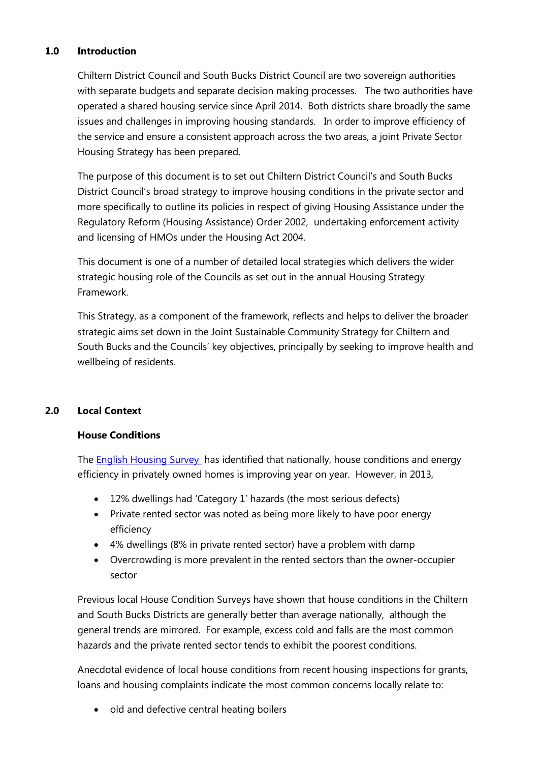## 1.0 Introduction

Chiltern District Council and South Bucks District Council are two sovereign authorities with separate budgets and separate decision making processes. The two authorities have operated a shared housing service since April 2014. Both districts share broadly the same issues and challenges in improving housing standards. In order to improve efficiency of the service and ensure a consistent approach across the two areas, a joint Private Sector Housing Strategy has been prepared.

The purpose of this document is to set out Chiltern District Council's and South Bucks District Council's broad strategy to improve housing conditions in the private sector and more specifically to outline its policies in respect of giving Housing Assistance under the Regulatory Reform (Housing Assistance) Order 2002, undertaking enforcement activity and licensing of HMOs under the Housing Act 2004.

This document is one of a number of detailed local strategies which delivers the wider strategic housing role of the Councils as set out in the annual Housing Strategy Framework.

This Strategy, as a component of the framework, reflects and helps to deliver the broader strategic aims set down in the Joint Sustainable Community Strategy for Chiltern and South Bucks and the Councils' key objectives, principally by seeking to improve health and wellbeing of residents.

## 2.0 Local Context

### House Conditions

The English Housing Survey has identified that nationally, house conditions and energy efficiency in privately owned homes is improving year on year. However, in 2013,

- 12% dwellings had 'Category 1' hazards (the most serious defects)
- Private rented sector was noted as being more likely to have poor energy efficiency
- 4% dwellings (8% in private rented sector) have a problem with damp
- Overcrowding is more prevalent in the rented sectors than the owner-occupier sector

Previous local House Condition Surveys have shown that house conditions in the Chiltern and South Bucks Districts are generally better than average nationally, although the general trends are mirrored. For example, excess cold and falls are the most common hazards and the private rented sector tends to exhibit the poorest conditions.

Anecdotal evidence of local house conditions from recent housing inspections for grants, loans and housing complaints indicate the most common concerns locally relate to:

- old and defective central heating boilers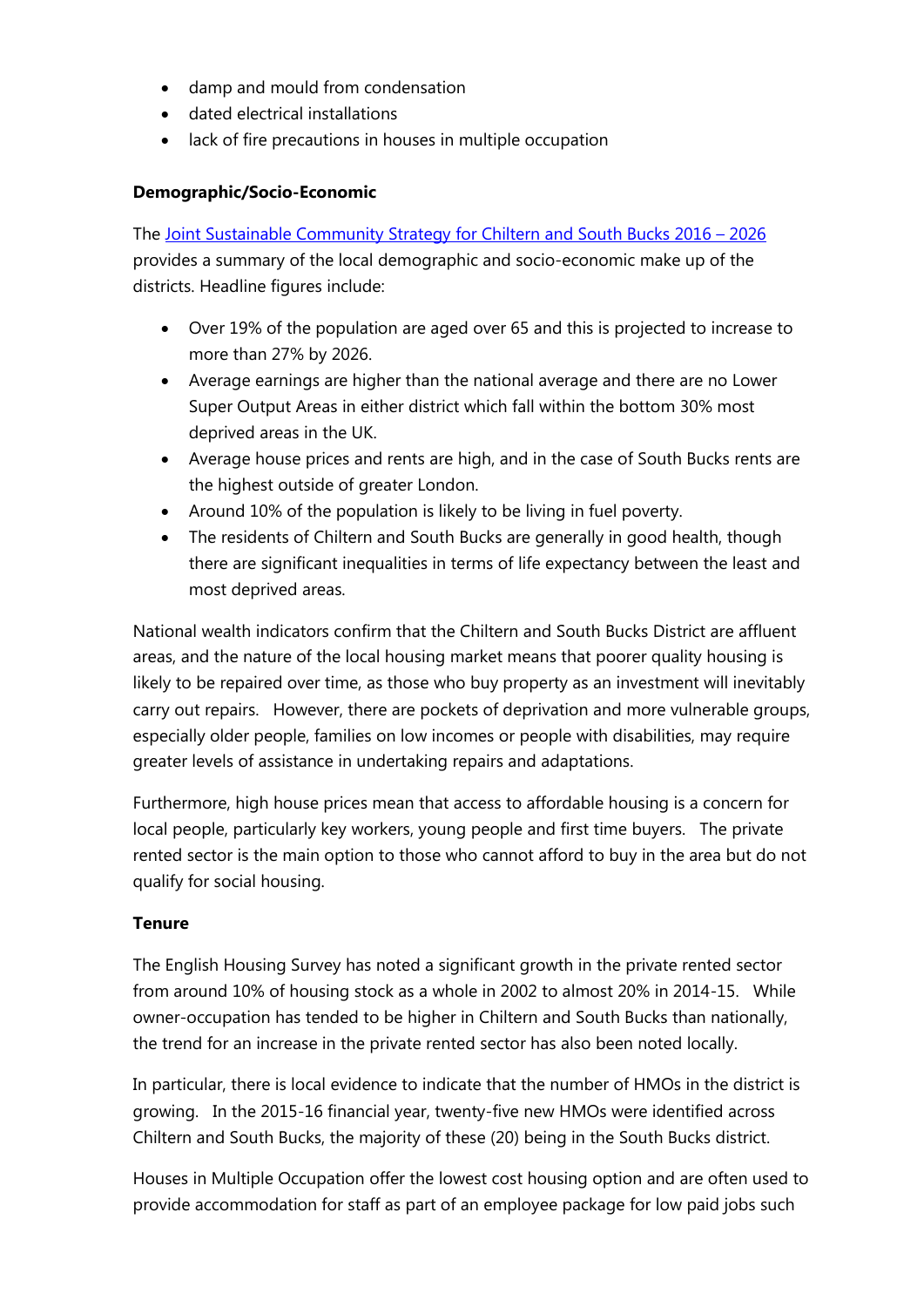- damp and mould from condensation
- dated electrical installations
- lack of fire precautions in houses in multiple occupation

**Demographic/Socio-Economic**

The [Joint Sustainable Community Strategy for Chiltern and South Bucks 2016 – 2026] provides a summary of the local demographic and socio-economic make up of the districts. Headline figures include:

- Over 19% of the population are aged over 65 and this is projected to increase to more than 27% by 2026.
- Average earnings are higher than the national average and there are no Lower Super Output Areas in either district which fall within the bottom 30% most deprived areas in the UK.
- Average house prices and rents are high, and in the case of South Bucks rents are the highest outside of greater London.
- Around 10% of the population is likely to be living in fuel poverty.
- The residents of Chiltern and South Bucks are generally in good health, though there are significant inequalities in terms of life expectancy between the least and most deprived areas.

National wealth indicators confirm that the Chiltern and South Bucks District are affluent areas, and the nature of the local housing market means that poorer quality housing is likely to be repaired over time, as those who buy property as an investment will inevitably carry out repairs. However, there are pockets of deprivation and more vulnerable groups, especially older people, families on low incomes or people with disabilities, may require greater levels of assistance in undertaking repairs and adaptations.

Furthermore, high house prices mean that access to affordable housing is a concern for local people, particularly key workers, young people and first time buyers. The private rented sector is the main option to those who cannot afford to buy in the area but do not qualify for social housing.

**Tenure**

The English Housing Survey has noted a significant growth in the private rented sector from around 10% of housing stock as a whole in 2002 to almost 20% in 2014-15. While owner-occupation has tended to be higher in Chiltern and South Bucks than nationally, the trend for an increase in the private rented sector has also been noted locally.

In particular, there is local evidence to indicate that the number of HMOs in the district is growing. In the 2015-16 financial year, twenty-five new HMOs were identified across Chiltern and South Bucks, the majority of these (20) being in the South Bucks district.

Houses in Multiple Occupation offer the lowest cost housing option and are often used to provide accommodation for staff as part of an employee package for low paid jobs such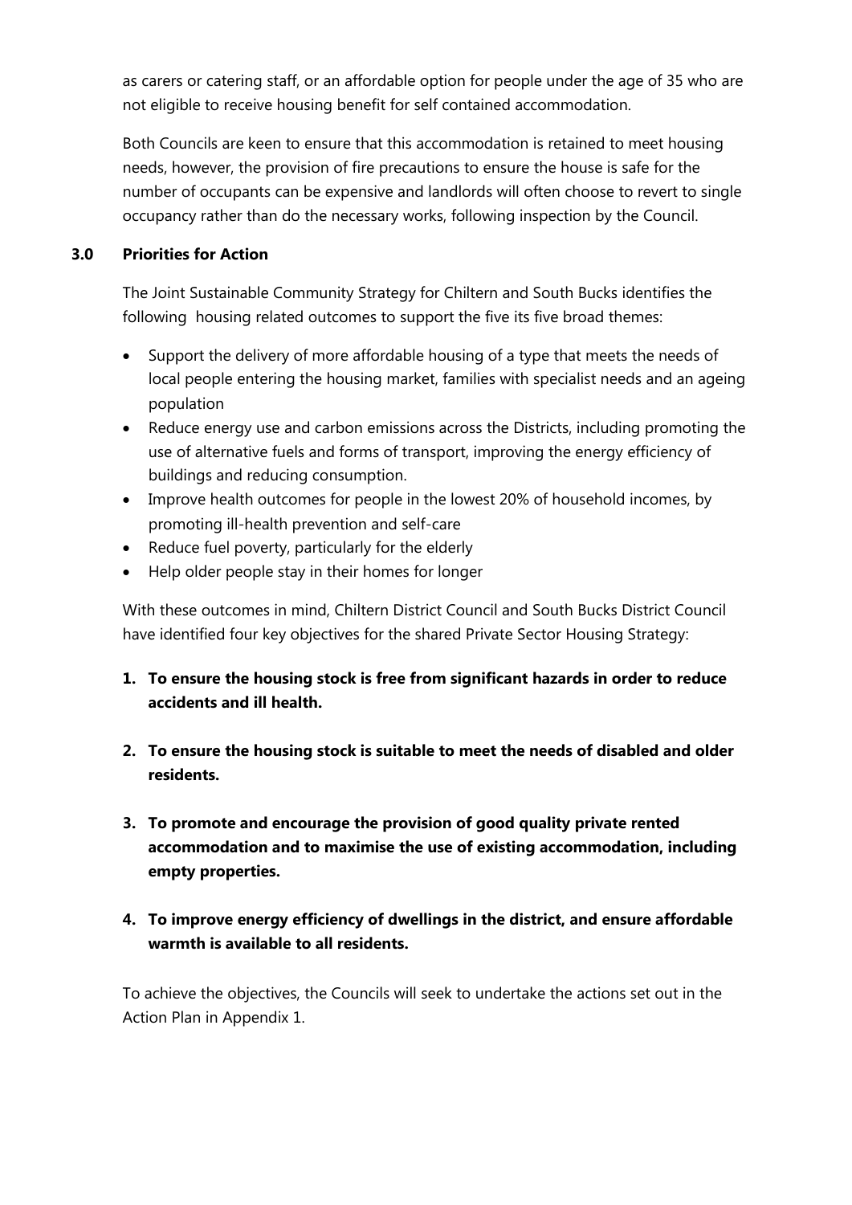as carers or catering staff, or an affordable option for people under the age of 35 who are not eligible to receive housing benefit for self contained accommodation.

Both Councils are keen to ensure that this accommodation is retained to meet housing needs, however, the provision of fire precautions to ensure the house is safe for the number of occupants can be expensive and landlords will often choose to revert to single occupancy rather than do the necessary works, following inspection by the Council.

## 3.0 Priorities for Action

The Joint Sustainable Community Strategy for Chiltern and South Bucks identifies the following housing related outcomes to support the five its five broad themes:

- Support the delivery of more affordable housing of a type that meets the needs of local people entering the housing market, families with specialist needs and an ageing population
- Reduce energy use and carbon emissions across the Districts, including promoting the use of alternative fuels and forms of transport, improving the energy efficiency of buildings and reducing consumption.
- Improve health outcomes for people in the lowest 20% of household incomes, by promoting ill-health prevention and self-care
- Reduce fuel poverty, particularly for the elderly
- Help older people stay in their homes for longer

With these outcomes in mind, Chiltern District Council and South Bucks District Council have identified four key objectives for the shared Private Sector Housing Strategy:

1. **To ensure the housing stock is free from significant hazards in order to reduce accidents and ill health.**

2. **To ensure the housing stock is suitable to meet the needs of disabled and older residents.**

3. **To promote and encourage the provision of good quality private rented accommodation and to maximise the use of existing accommodation, including empty properties.**

4. **To improve energy efficiency of dwellings in the district, and ensure affordable warmth is available to all residents.**

To achieve the objectives, the Councils will seek to undertake the actions set out in the Action Plan in Appendix 1.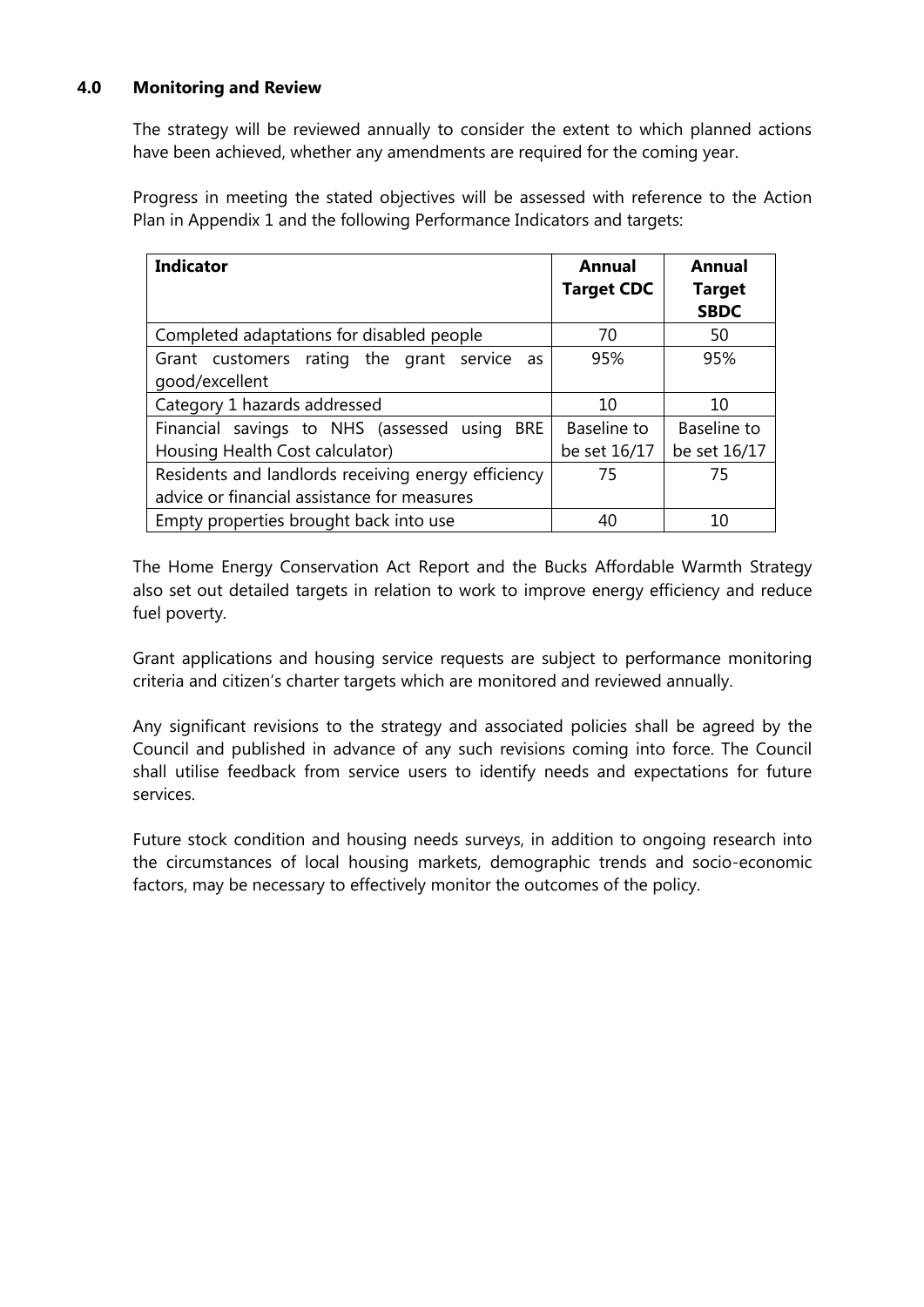## 4.0 Monitoring and Review

The strategy will be reviewed annually to consider the extent to which planned actions have been achieved, whether any amendments are required for the coming year.

Progress in meeting the stated objectives will be assessed with reference to the Action Plan in Appendix 1 and the following Performance Indicators and targets:

| Indicator | Annual Target CDC | Annual Target SBDC |
|---|---|---|
| Completed adaptations for disabled people | 70 | 50 |
| Grant customers rating the grant service as good/excellent | 95% | 95% |
| Category 1 hazards addressed | 10 | 10 |
| Financial savings to NHS (assessed using BRE Housing Health Cost calculator) | Baseline to be set 16/17 | Baseline to be set 16/17 |
| Residents and landlords receiving energy efficiency advice or financial assistance for measures | 75 | 75 |
| Empty properties brought back into use | 40 | 10 |

The Home Energy Conservation Act Report and the Bucks Affordable Warmth Strategy also set out detailed targets in relation to work to improve energy efficiency and reduce fuel poverty.

Grant applications and housing service requests are subject to performance monitoring criteria and citizen's charter targets which are monitored and reviewed annually.

Any significant revisions to the strategy and associated policies shall be agreed by the Council and published in advance of any such revisions coming into force. The Council shall utilise feedback from service users to identify needs and expectations for future services.

Future stock condition and housing needs surveys, in addition to ongoing research into the circumstances of local housing markets, demographic trends and socio-economic factors, may be necessary to effectively monitor the outcomes of the policy.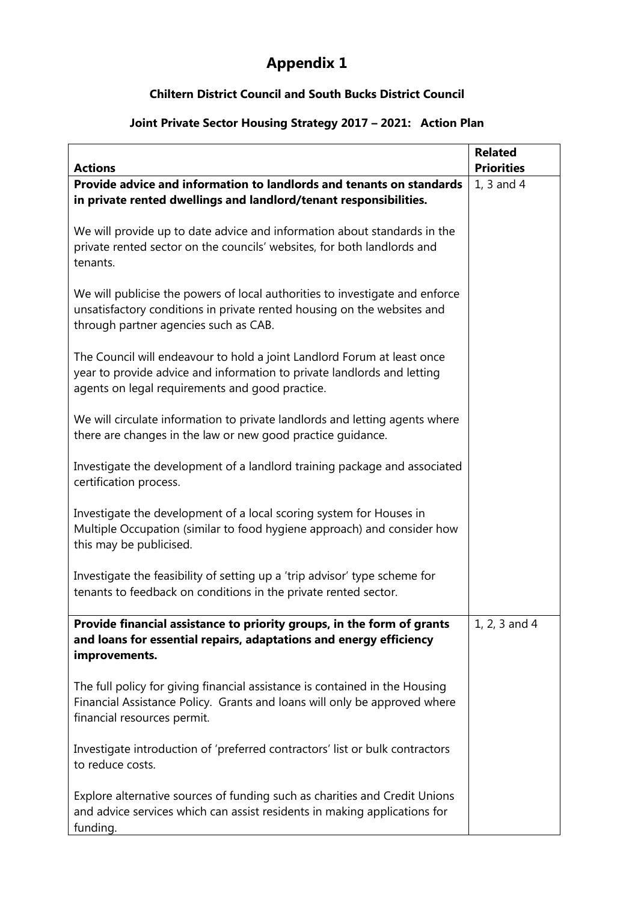# Appendix 1

**Chiltern District Council and South Bucks District Council**

**Joint Private Sector Housing Strategy 2017 – 2021: Action Plan**

| Actions | Related Priorities |
| --- | --- |
| **Provide advice and information to landlords and tenants on standards in private rented dwellings and landlord/tenant responsibilities.**<br><br>We will provide up to date advice and information about standards in the private rented sector on the councils' websites, for both landlords and tenants.<br><br>We will publicise the powers of local authorities to investigate and enforce unsatisfactory conditions in private rented housing on the websites and through partner agencies such as CAB.<br><br>The Council will endeavour to hold a joint Landlord Forum at least once year to provide advice and information to private landlords and letting agents on legal requirements and good practice.<br><br>We will circulate information to private landlords and letting agents where there are changes in the law or new good practice guidance.<br><br>Investigate the development of a landlord training package and associated certification process.<br><br>Investigate the development of a local scoring system for Houses in Multiple Occupation (similar to food hygiene approach) and consider how this may be publicised.<br><br>Investigate the feasibility of setting up a 'trip advisor' type scheme for tenants to feedback on conditions in the private rented sector. | 1, 3 and 4 |
| **Provide financial assistance to priority groups, in the form of grants and loans for essential repairs, adaptations and energy efficiency improvements.**<br><br>The full policy for giving financial assistance is contained in the Housing Financial Assistance Policy. Grants and loans will only be approved where financial resources permit.<br><br>Investigate introduction of 'preferred contractors' list or bulk contractors to reduce costs.<br><br>Explore alternative sources of funding such as charities and Credit Unions and advice services which can assist residents in making applications for funding. | 1, 2, 3 and 4 |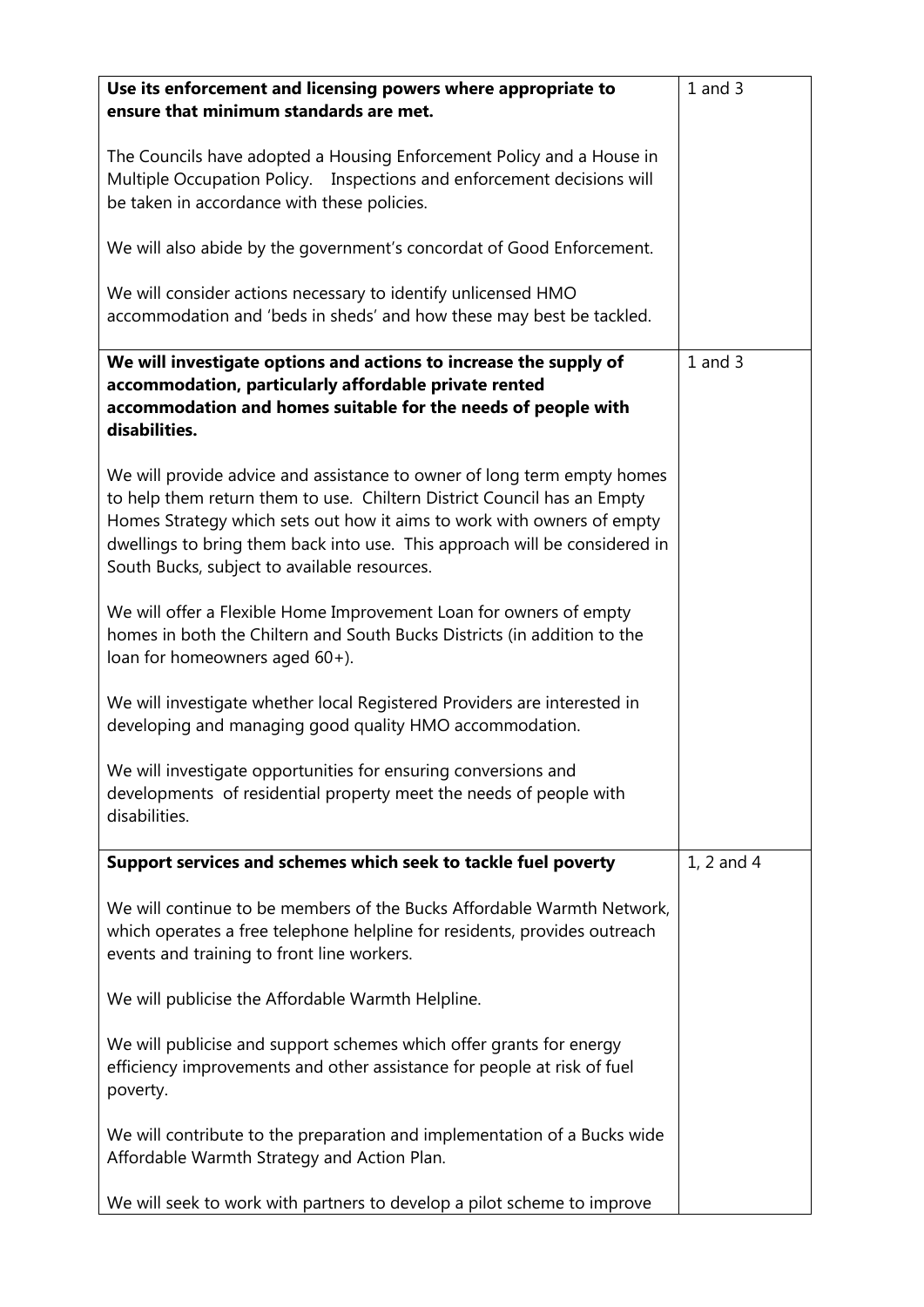| | |
|---|---|
| **Use its enforcement and licensing powers where appropriate to ensure that minimum standards are met.**<br><br>The Councils have adopted a Housing Enforcement Policy and a House in Multiple Occupation Policy. Inspections and enforcement decisions will be taken in accordance with these policies.<br><br>We will also abide by the government's concordat of Good Enforcement.<br><br>We will consider actions necessary to identify unlicensed HMO accommodation and 'beds in sheds' and how these may best be tackled. | 1 and 3 |
| **We will investigate options and actions to increase the supply of accommodation, particularly affordable private rented accommodation and homes suitable for the needs of people with disabilities.**<br><br>We will provide advice and assistance to owner of long term empty homes to help them return them to use. Chiltern District Council has an Empty Homes Strategy which sets out how it aims to work with owners of empty dwellings to bring them back into use. This approach will be considered in South Bucks, subject to available resources.<br><br>We will offer a Flexible Home Improvement Loan for owners of empty homes in both the Chiltern and South Bucks Districts (in addition to the loan for homeowners aged 60+).<br><br>We will investigate whether local Registered Providers are interested in developing and managing good quality HMO accommodation.<br><br>We will investigate opportunities for ensuring conversions and developments of residential property meet the needs of people with disabilities. | 1 and 3 |
| **Support services and schemes which seek to tackle fuel poverty**<br><br>We will continue to be members of the Bucks Affordable Warmth Network, which operates a free telephone helpline for residents, provides outreach events and training to front line workers.<br><br>We will publicise the Affordable Warmth Helpline.<br><br>We will publicise and support schemes which offer grants for energy efficiency improvements and other assistance for people at risk of fuel poverty.<br><br>We will contribute to the preparation and implementation of a Bucks wide Affordable Warmth Strategy and Action Plan.<br><br>We will seek to work with partners to develop a pilot scheme to improve | 1, 2 and 4 |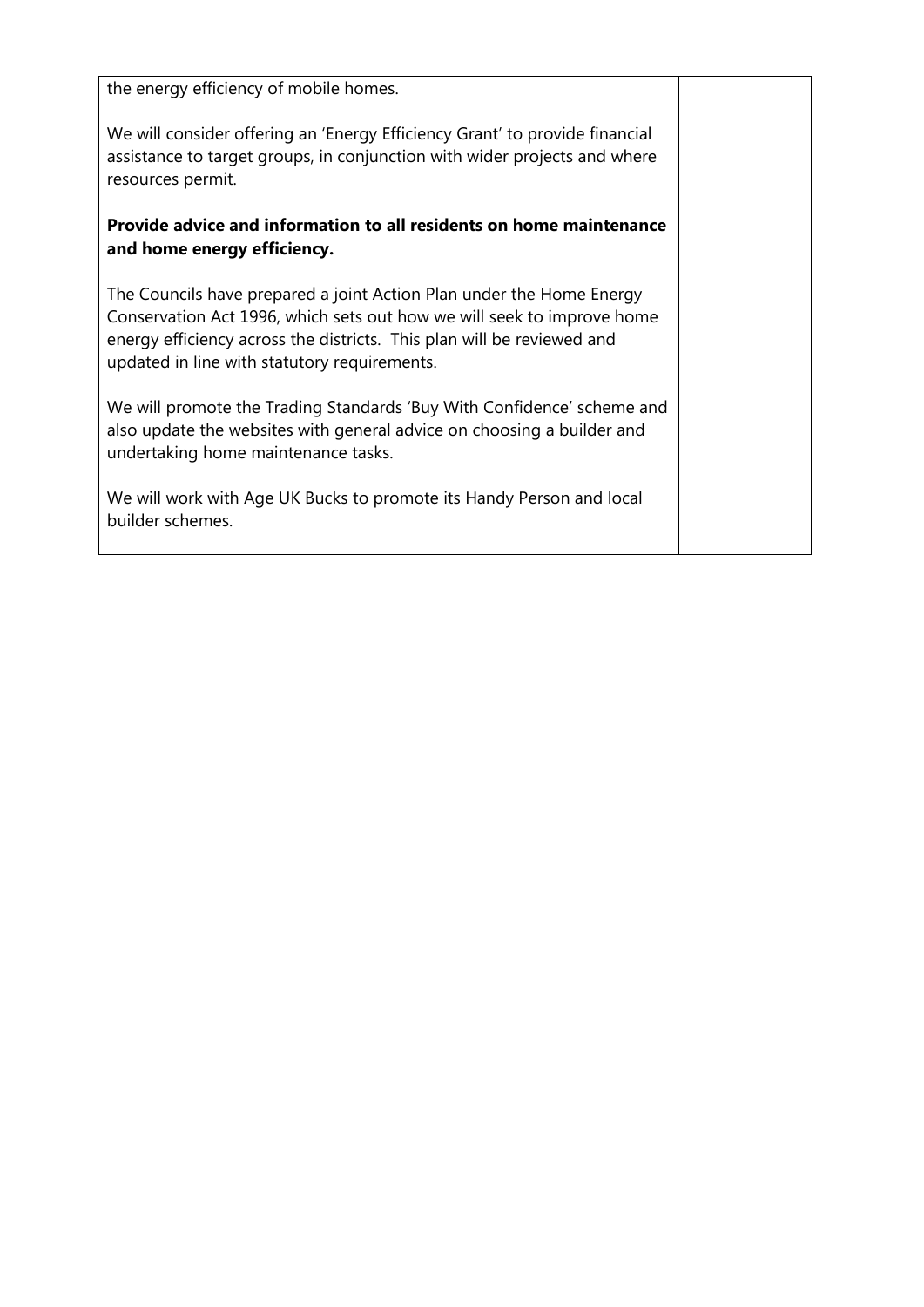| | |
|---|---|
| the energy efficiency of mobile homes.<br><br>We will consider offering an 'Energy Efficiency Grant' to provide financial assistance to target groups, in conjunction with wider projects and where resources permit. | |
| **Provide advice and information to all residents on home maintenance and home energy efficiency.**<br><br>The Councils have prepared a joint Action Plan under the Home Energy Conservation Act 1996, which sets out how we will seek to improve home energy efficiency across the districts. This plan will be reviewed and updated in line with statutory requirements.<br><br>We will promote the Trading Standards 'Buy With Confidence' scheme and also update the websites with general advice on choosing a builder and undertaking home maintenance tasks.<br><br>We will work with Age UK Bucks to promote its Handy Person and local builder schemes. | |